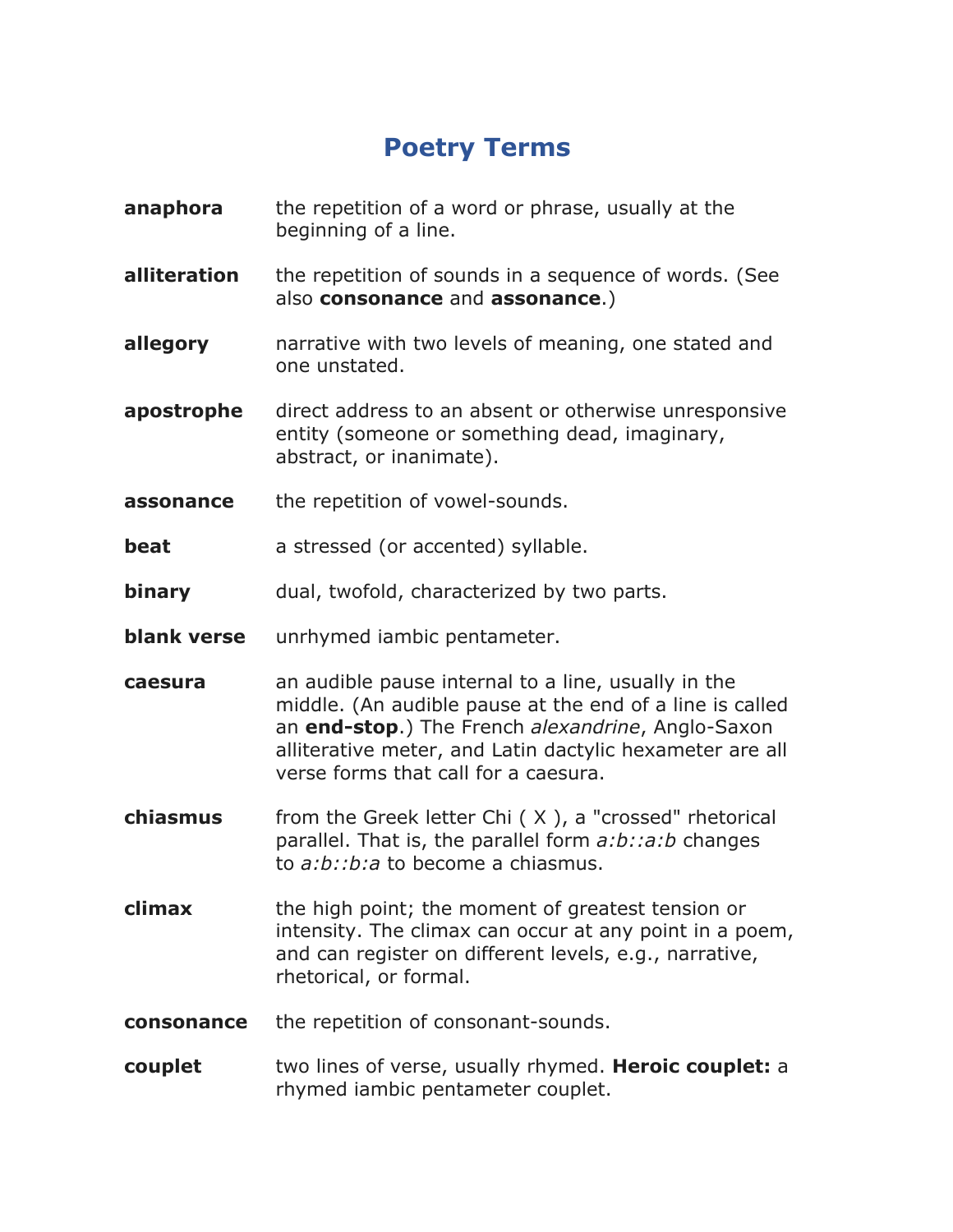# Poetry Terms

**anaphora** the repetition of a word or phrase, usually at the beginning of a line.

**alliteration** the repetition of sounds in a sequence of words. (See also **consonance** and **assonance**.)

**allegory** narrative with two levels of meaning, one stated and one unstated.

**apostrophe** direct address to an absent or otherwise unresponsive entity (someone or something dead, imaginary, abstract, or inanimate).

**assonance** the repetition of vowel-sounds.

**beat** a stressed (or accented) syllable.

**binary** dual, twofold, characterized by two parts.

**blank verse** unrhymed iambic pentameter.

**caesura** an audible pause internal to a line, usually in the middle. (An audible pause at the end of a line is called an **end-stop**.) The French *alexandrine*, Anglo-Saxon alliterative meter, and Latin dactylic hexameter are all verse forms that call for a caesura.

**chiasmus** from the Greek letter Chi ( X ), a "crossed" rhetorical parallel. That is, the parallel form *a:b::a:b* changes to *a:b::b:a* to become a chiasmus.

**climax** the high point; the moment of greatest tension or intensity. The climax can occur at any point in a poem, and can register on different levels, e.g., narrative, rhetorical, or formal.

**consonance** the repetition of consonant-sounds.

**couplet** two lines of verse, usually rhymed. **Heroic couplet:** a rhymed iambic pentameter couplet.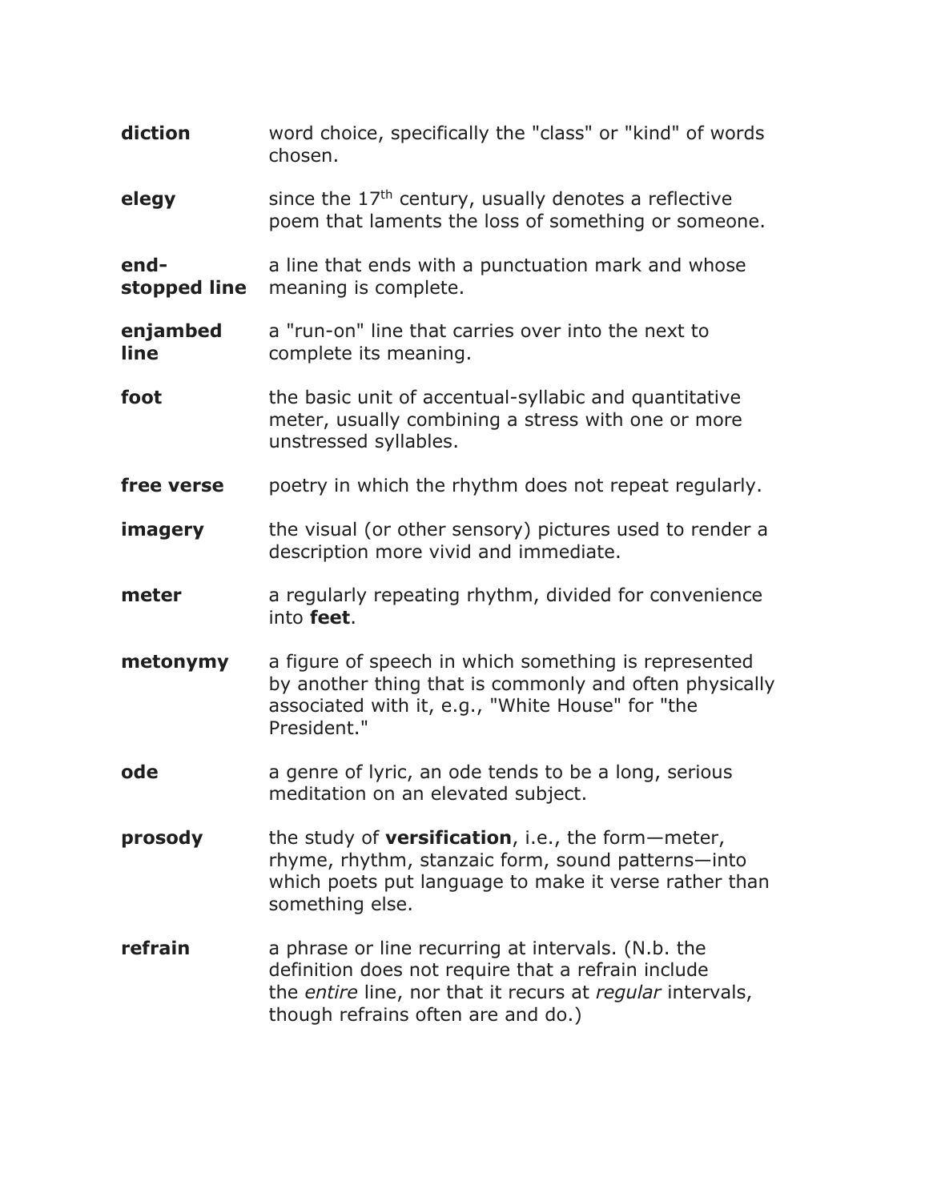**diction** word choice, specifically the "class" or "kind" of words chosen.

**elegy** since the 17th century, usually denotes a reflective poem that laments the loss of something or someone.

**end-stopped line** a line that ends with a punctuation mark and whose meaning is complete.

**enjambed line** a "run-on" line that carries over into the next to complete its meaning.

**foot** the basic unit of accentual-syllabic and quantitative meter, usually combining a stress with one or more unstressed syllables.

**free verse** poetry in which the rhythm does not repeat regularly.

**imagery** the visual (or other sensory) pictures used to render a description more vivid and immediate.

**meter** a regularly repeating rhythm, divided for convenience into **feet**.

**metonymy** a figure of speech in which something is represented by another thing that is commonly and often physically associated with it, e.g., "White House" for "the President."

**ode** a genre of lyric, an ode tends to be a long, serious meditation on an elevated subject.

**prosody** the study of **versification**, i.e., the form—meter, rhyme, rhythm, stanzaic form, sound patterns—into which poets put language to make it verse rather than something else.

**refrain** a phrase or line recurring at intervals. (N.b. the definition does not require that a refrain include the *entire* line, nor that it recurs at *regular* intervals, though refrains often are and do.)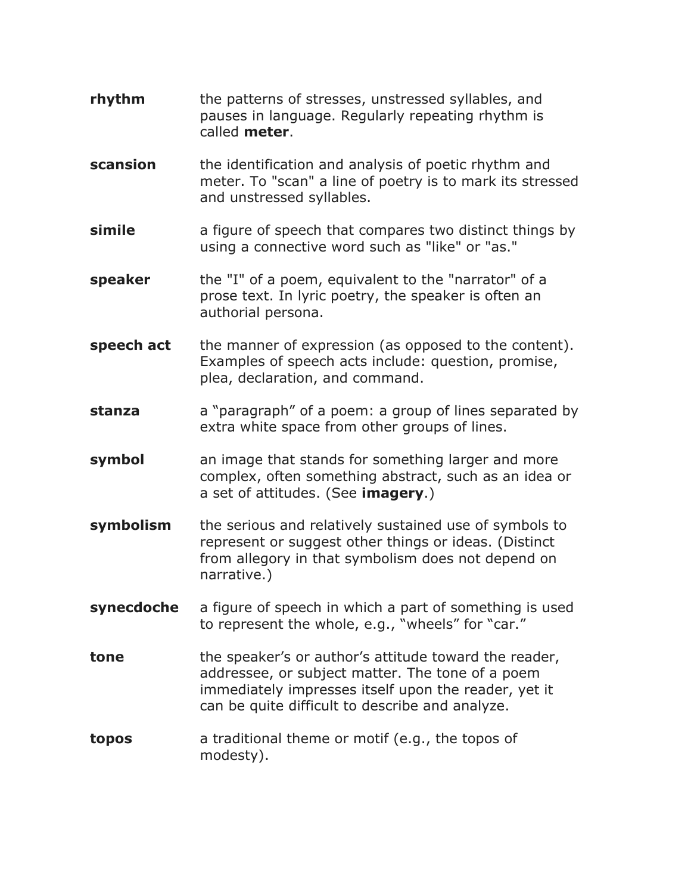**rhythm** the patterns of stresses, unstressed syllables, and pauses in language. Regularly repeating rhythm is called **meter**.

**scansion** the identification and analysis of poetic rhythm and meter. To "scan" a line of poetry is to mark its stressed and unstressed syllables.

**simile** a figure of speech that compares two distinct things by using a connective word such as "like" or "as."

**speaker** the "I" of a poem, equivalent to the "narrator" of a prose text. In lyric poetry, the speaker is often an authorial persona.

**speech act** the manner of expression (as opposed to the content). Examples of speech acts include: question, promise, plea, declaration, and command.

**stanza** a "paragraph" of a poem: a group of lines separated by extra white space from other groups of lines.

**symbol** an image that stands for something larger and more complex, often something abstract, such as an idea or a set of attitudes. (See **imagery**.)

**symbolism** the serious and relatively sustained use of symbols to represent or suggest other things or ideas. (Distinct from allegory in that symbolism does not depend on narrative.)

**synecdoche** a figure of speech in which a part of something is used to represent the whole, e.g., "wheels" for "car."

**tone** the speaker's or author's attitude toward the reader, addressee, or subject matter. The tone of a poem immediately impresses itself upon the reader, yet it can be quite difficult to describe and analyze.

**topos** a traditional theme or motif (e.g., the topos of modesty).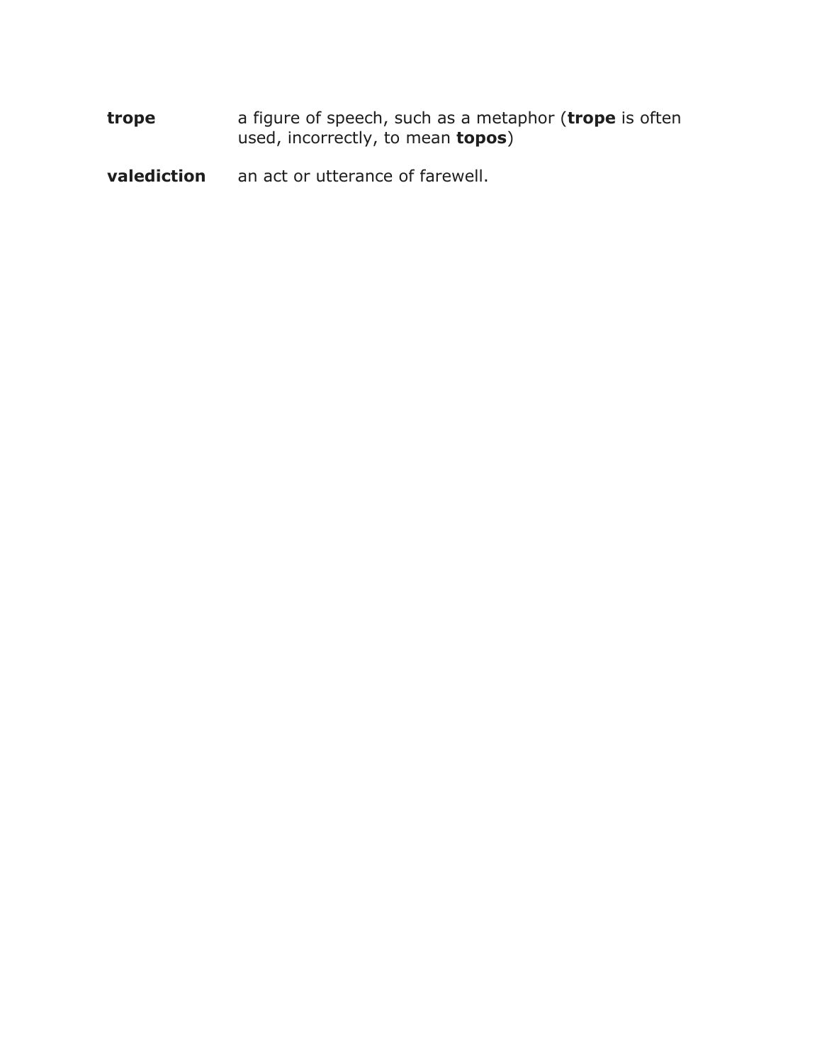**trope** a figure of speech, such as a metaphor (**trope** is often used, incorrectly, to mean **topos**)

**valediction** an act or utterance of farewell.